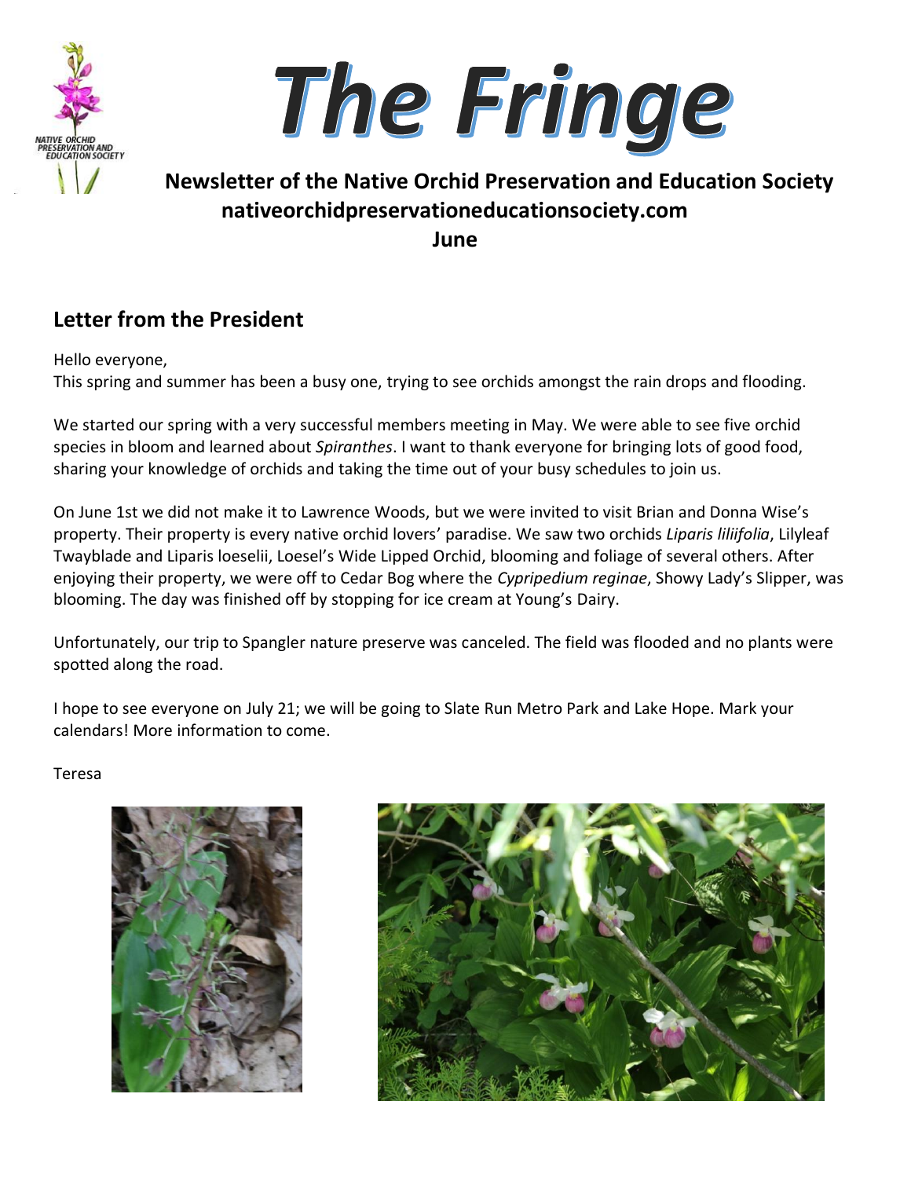# The Fringe

**Newsletter of the Native Orchid Preservation and Education Society**
**nativeorchidpreservationeducationsociety.com**
**June**

## Letter from the President

Hello everyone,
This spring and summer has been a busy one, trying to see orchids amongst the rain drops and flooding.

We started our spring with a very successful members meeting in May. We were able to see five orchid species in bloom and learned about *Spiranthes*. I want to thank everyone for bringing lots of good food, sharing your knowledge of orchids and taking the time out of your busy schedules to join us.

On June 1st we did not make it to Lawrence Woods, but we were invited to visit Brian and Donna Wise's property. Their property is every native orchid lovers' paradise. We saw two orchids *Liparis liliifolia*, Lilyleaf Twayblade and Liparis loeselii, Loesel's Wide Lipped Orchid, blooming and foliage of several others. After enjoying their property, we were off to Cedar Bog where the *Cypripedium reginae*, Showy Lady's Slipper, was blooming. The day was finished off by stopping for ice cream at Young's Dairy.

Unfortunately, our trip to Spangler nature preserve was canceled. The field was flooded and no plants were spotted along the road.

I hope to see everyone on July 21; we will be going to Slate Run Metro Park and Lake Hope. Mark your calendars! More information to come.

Teresa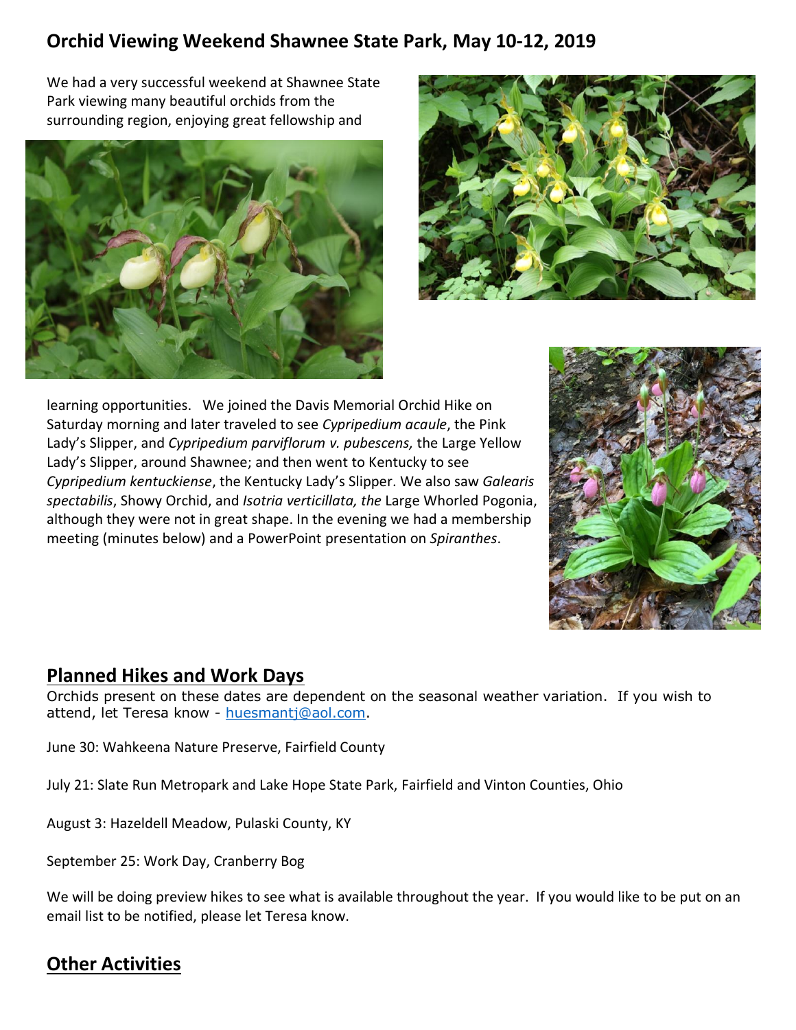## Orchid Viewing Weekend Shawnee State Park, May 10-12, 2019

We had a very successful weekend at Shawnee State Park viewing many beautiful orchids from the surrounding region, enjoying great fellowship and learning opportunities. We joined the Davis Memorial Orchid Hike on Saturday morning and later traveled to see *Cypripedium acaule*, the Pink Lady's Slipper, and *Cypripedium parviflorum v. pubescens,* the Large Yellow Lady's Slipper, around Shawnee; and then went to Kentucky to see *Cypripedium kentuckiense*, the Kentucky Lady's Slipper. We also saw *Galearis spectabilis*, Showy Orchid, and *Isotria verticillata, the* Large Whorled Pogonia, although they were not in great shape. In the evening we had a membership meeting (minutes below) and a PowerPoint presentation on *Spiranthes*.

## Planned Hikes and Work Days

Orchids present on these dates are dependent on the seasonal weather variation. If you wish to attend, let Teresa know - huesmantj@aol.com.

June 30: Wahkeena Nature Preserve, Fairfield County

July 21: Slate Run Metropark and Lake Hope State Park, Fairfield and Vinton Counties, Ohio

August 3: Hazeldell Meadow, Pulaski County, KY

September 25: Work Day, Cranberry Bog

We will be doing preview hikes to see what is available throughout the year. If you would like to be put on an email list to be notified, please let Teresa know.

## Other Activities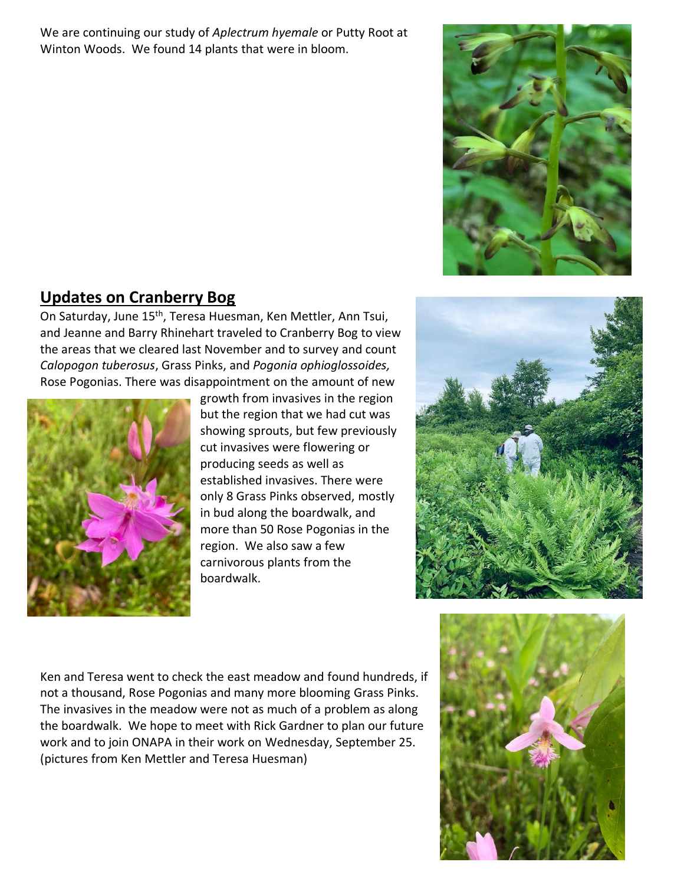We are continuing our study of *Aplectrum hyemale* or Putty Root at Winton Woods. We found 14 plants that were in bloom.

## Updates on Cranberry Bog

On Saturday, June 15th, Teresa Huesman, Ken Mettler, Ann Tsui, and Jeanne and Barry Rhinehart traveled to Cranberry Bog to view the areas that we cleared last November and to survey and count *Calopogon tuberosus*, Grass Pinks, and *Pogonia ophioglossoides,* Rose Pogonias. There was disappointment on the amount of new growth from invasives in the region but the region that we had cut was showing sprouts, but few previously cut invasives were flowering or producing seeds as well as established invasives. There were only 8 Grass Pinks observed, mostly in bud along the boardwalk, and more than 50 Rose Pogonias in the region. We also saw a few carnivorous plants from the boardwalk.

Ken and Teresa went to check the east meadow and found hundreds, if not a thousand, Rose Pogonias and many more blooming Grass Pinks. The invasives in the meadow were not as much of a problem as along the boardwalk. We hope to meet with Rick Gardner to plan our future work and to join ONAPA in their work on Wednesday, September 25. (pictures from Ken Mettler and Teresa Huesman)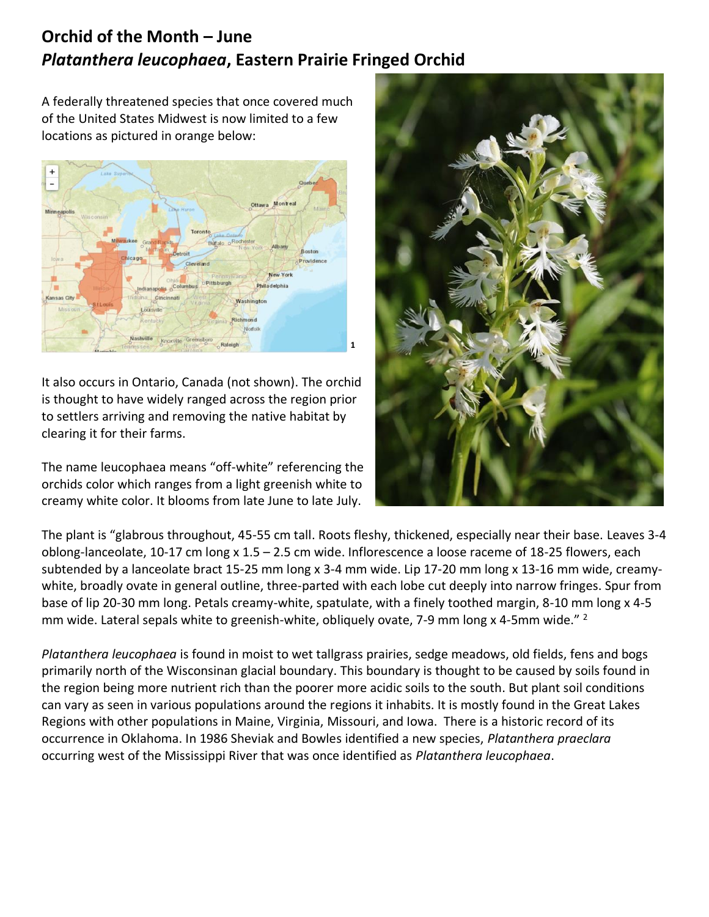# Orchid of the Month – June
## *Platanthera leucophaea*, Eastern Prairie Fringed Orchid

A federally threatened species that once covered much of the United States Midwest is now limited to a few locations as pictured in orange below:

[1]

It also occurs in Ontario, Canada (not shown). The orchid is thought to have widely ranged across the region prior to settlers arriving and removing the native habitat by clearing it for their farms.

The name leucophaea means "off-white" referencing the orchids color which ranges from a light greenish white to creamy white color. It blooms from late June to late July.

The plant is "glabrous throughout, 45-55 cm tall. Roots fleshy, thickened, especially near their base. Leaves 3-4 oblong-lanceolate, 10-17 cm long x 1.5 – 2.5 cm wide. Inflorescence a loose raceme of 18-25 flowers, each subtended by a lanceolate bract 15-25 mm long x 3-4 mm wide. Lip 17-20 mm long x 13-16 mm wide, creamy-white, broadly ovate in general outline, three-parted with each lobe cut deeply into narrow fringes. Spur from base of lip 20-30 mm long. Petals creamy-white, spatulate, with a finely toothed margin, 8-10 mm long x 4-5 mm wide. Lateral sepals white to greenish-white, obliquely ovate, 7-9 mm long x 4-5mm wide." [2]

*Platanthera leucophaea* is found in moist to wet tallgrass prairies, sedge meadows, old fields, fens and bogs primarily north of the Wisconsinan glacial boundary. This boundary is thought to be caused by soils found in the region being more nutrient rich than the poorer more acidic soils to the south. But plant soil conditions can vary as seen in various populations around the regions it inhabits. It is mostly found in the Great Lakes Regions with other populations in Maine, Virginia, Missouri, and Iowa. There is a historic record of its occurrence in Oklahoma. In 1986 Sheviak and Bowles identified a new species, *Platanthera praeclara* occurring west of the Mississippi River that was once identified as *Platanthera leucophaea*.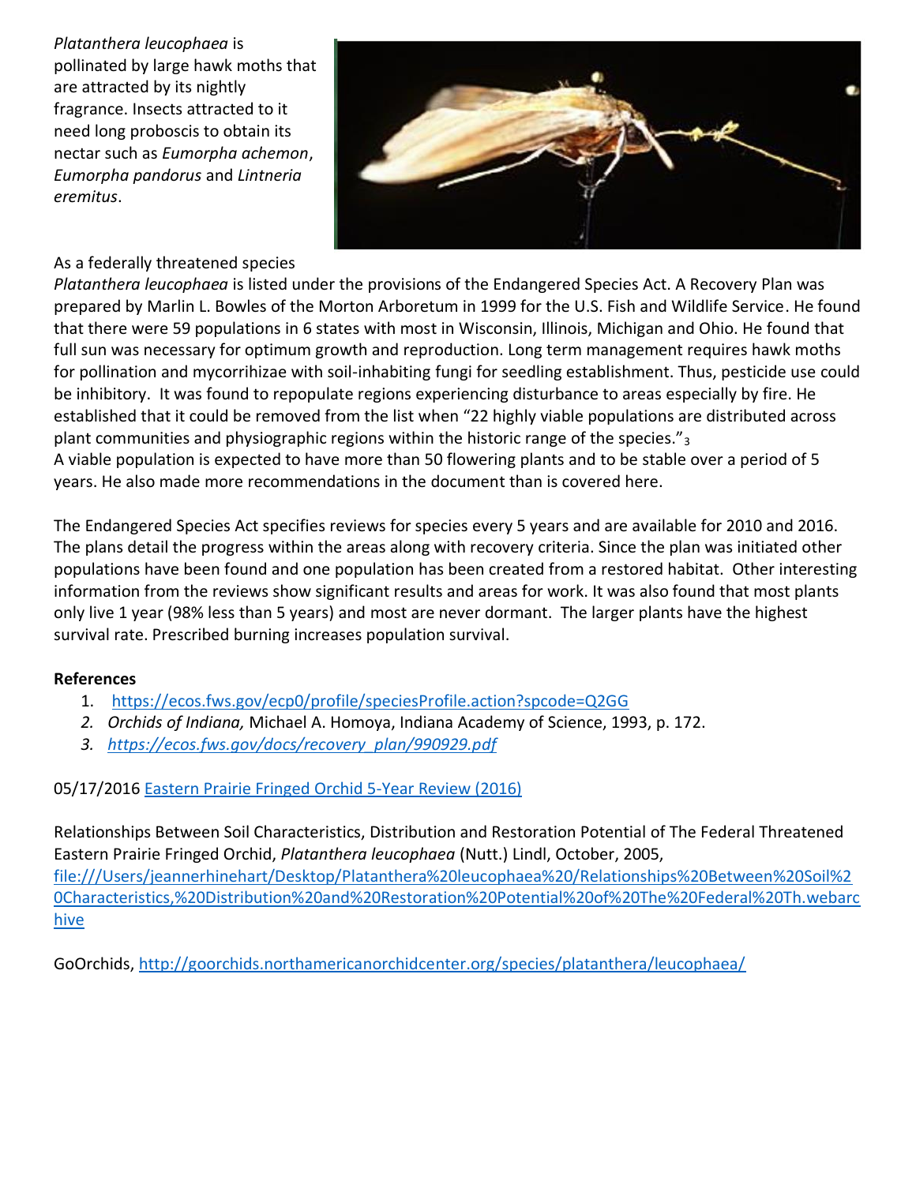*Platanthera leucophaea* is pollinated by large hawk moths that are attracted by its nightly fragrance. Insects attracted to it need long proboscis to obtain its nectar such as *Eumorpha achemon*, *Eumorpha pandorus* and *Lintneria eremitus*.

As a federally threatened species *Platanthera leucophaea* is listed under the provisions of the Endangered Species Act. A Recovery Plan was prepared by Marlin L. Bowles of the Morton Arboretum in 1999 for the U.S. Fish and Wildlife Service. He found that there were 59 populations in 6 states with most in Wisconsin, Illinois, Michigan and Ohio. He found that full sun was necessary for optimum growth and reproduction. Long term management requires hawk moths for pollination and mycorrihizae with soil-inhabiting fungi for seedling establishment. Thus, pesticide use could be inhibitory. It was found to repopulate regions experiencing disturbance to areas especially by fire. He established that it could be removed from the list when "22 highly viable populations are distributed across plant communities and physiographic regions within the historic range of the species."[3]
A viable population is expected to have more than 50 flowering plants and to be stable over a period of 5 years. He also made more recommendations in the document than is covered here.

The Endangered Species Act specifies reviews for species every 5 years and are available for 2010 and 2016. The plans detail the progress within the areas along with recovery criteria. Since the plan was initiated other populations have been found and one population has been created from a restored habitat. Other interesting information from the reviews show significant results and areas for work. It was also found that most plants only live 1 year (98% less than 5 years) and most are never dormant. The larger plants have the highest survival rate. Prescribed burning increases population survival.

**References**

1. https://ecos.fws.gov/ecp0/profile/speciesProfile.action?spcode=Q2GG
2. *Orchids of Indiana,* Michael A. Homoya, Indiana Academy of Science, 1993, p. 172.
3. *https://ecos.fws.gov/docs/recovery_plan/990929.pdf*

05/17/2016 Eastern Prairie Fringed Orchid 5-Year Review (2016)

Relationships Between Soil Characteristics, Distribution and Restoration Potential of The Federal Threatened Eastern Prairie Fringed Orchid, *Platanthera leucophaea* (Nutt.) Lindl, October, 2005, file:///Users/jeannerhinehart/Desktop/Platanthera%20leucophaea%20/Relationships%20Between%20Soil%20Characteristics,%20Distribution%20and%20Restoration%20Potential%20of%20The%20Federal%20Th.webarchive

GoOrchids, http://goorchids.northamericanorchidcenter.org/species/platanthera/leucophaea/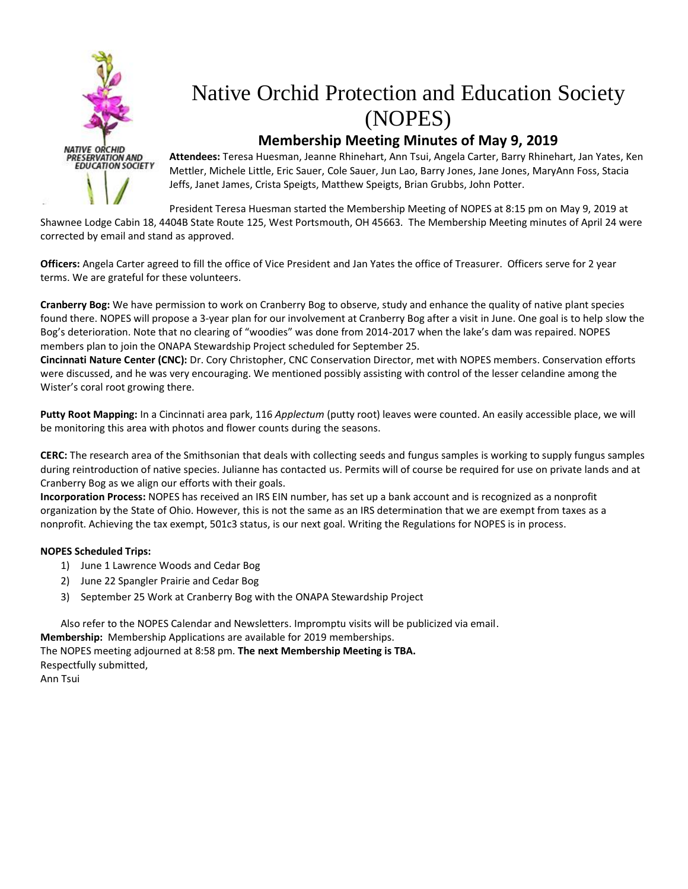# Native Orchid Protection and Education Society (NOPES)

## Membership Meeting Minutes of May 9, 2019

**Attendees:** Teresa Huesman, Jeanne Rhinehart, Ann Tsui, Angela Carter, Barry Rhinehart, Jan Yates, Ken Mettler, Michele Little, Eric Sauer, Cole Sauer, Jun Lao, Barry Jones, Jane Jones, MaryAnn Foss, Stacia Jeffs, Janet James, Crista Speigts, Matthew Speigts, Brian Grubbs, John Potter.

President Teresa Huesman started the Membership Meeting of NOPES at 8:15 pm on May 9, 2019 at Shawnee Lodge Cabin 18, 4404B State Route 125, West Portsmouth, OH 45663. The Membership Meeting minutes of April 24 were corrected by email and stand as approved.

**Officers:** Angela Carter agreed to fill the office of Vice President and Jan Yates the office of Treasurer. Officers serve for 2 year terms. We are grateful for these volunteers.

**Cranberry Bog:** We have permission to work on Cranberry Bog to observe, study and enhance the quality of native plant species found there. NOPES will propose a 3-year plan for our involvement at Cranberry Bog after a visit in June. One goal is to help slow the Bog's deterioration. Note that no clearing of "woodies" was done from 2014-2017 when the lake's dam was repaired. NOPES members plan to join the ONAPA Stewardship Project scheduled for September 25.

**Cincinnati Nature Center (CNC):** Dr. Cory Christopher, CNC Conservation Director, met with NOPES members. Conservation efforts were discussed, and he was very encouraging. We mentioned possibly assisting with control of the lesser celandine among the Wister's coral root growing there.

**Putty Root Mapping:** In a Cincinnati area park, 116 *Applectum* (putty root) leaves were counted. An easily accessible place, we will be monitoring this area with photos and flower counts during the seasons.

**CERC:** The research area of the Smithsonian that deals with collecting seeds and fungus samples is working to supply fungus samples during reintroduction of native species. Julianne has contacted us. Permits will of course be required for use on private lands and at Cranberry Bog as we align our efforts with their goals.

**Incorporation Process:** NOPES has received an IRS EIN number, has set up a bank account and is recognized as a nonprofit organization by the State of Ohio. However, this is not the same as an IRS determination that we are exempt from taxes as a nonprofit. Achieving the tax exempt, 501c3 status, is our next goal. Writing the Regulations for NOPES is in process.

**NOPES Scheduled Trips:**

1) June 1 Lawrence Woods and Cedar Bog
2) June 22 Spangler Prairie and Cedar Bog
3) September 25 Work at Cranberry Bog with the ONAPA Stewardship Project

Also refer to the NOPES Calendar and Newsletters. Impromptu visits will be publicized via email.

**Membership:** Membership Applications are available for 2019 memberships.

The NOPES meeting adjourned at 8:58 pm. **The next Membership Meeting is TBA.**

Respectfully submitted,

Ann Tsui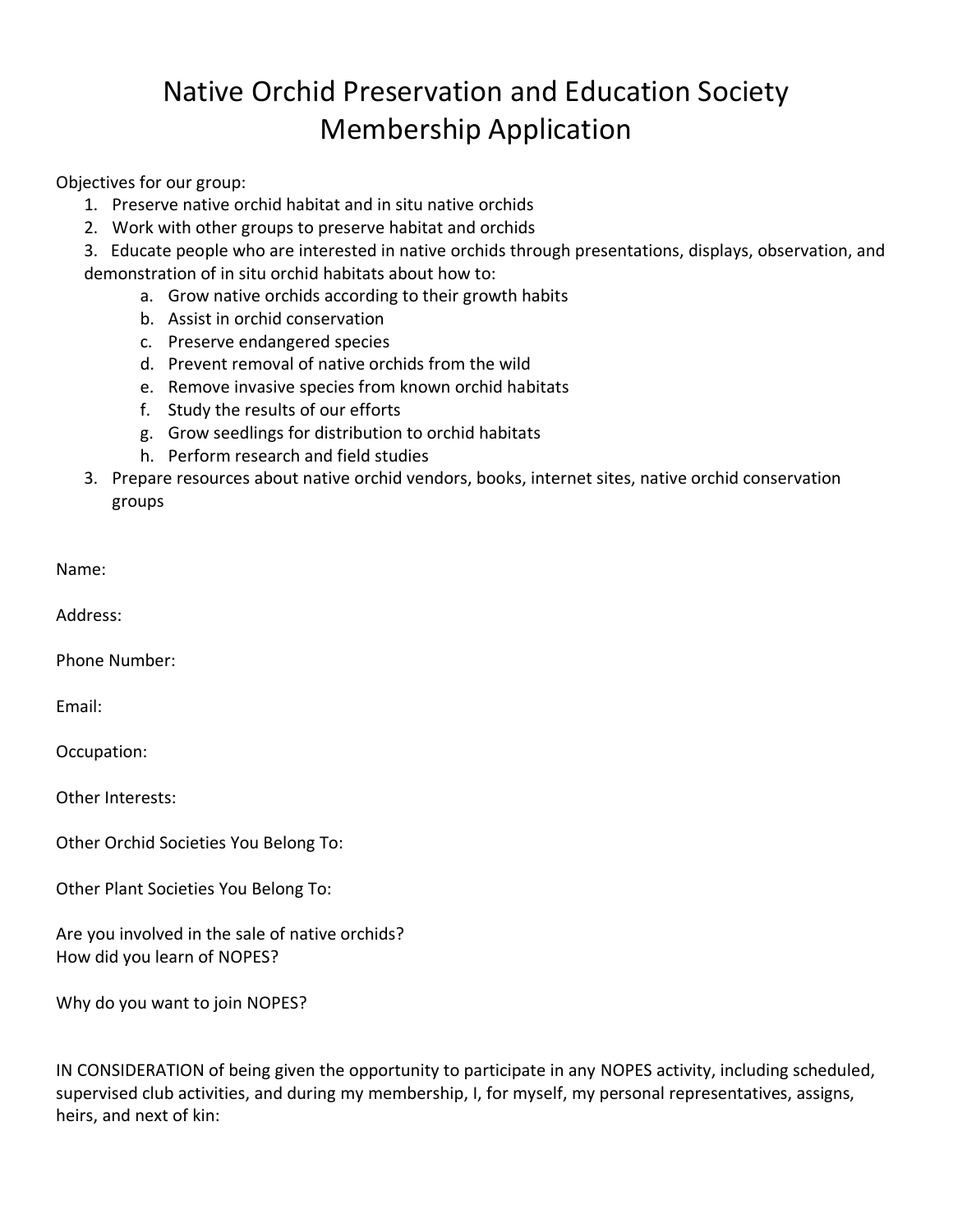# Native Orchid Preservation and Education Society Membership Application

Objectives for our group:

1. Preserve native orchid habitat and in situ native orchids
2. Work with other groups to preserve habitat and orchids
3. Educate people who are interested in native orchids through presentations, displays, observation, and demonstration of in situ orchid habitats about how to:
    a. Grow native orchids according to their growth habits
    b. Assist in orchid conservation
    c. Preserve endangered species
    d. Prevent removal of native orchids from the wild
    e. Remove invasive species from known orchid habitats
    f. Study the results of our efforts
    g. Grow seedlings for distribution to orchid habitats
    h. Perform research and field studies
3. Prepare resources about native orchid vendors, books, internet sites, native orchid conservation groups

Name:

Address:

Phone Number:

Email:

Occupation:

Other Interests:

Other Orchid Societies You Belong To:

Other Plant Societies You Belong To:

Are you involved in the sale of native orchids?
How did you learn of NOPES?

Why do you want to join NOPES?

IN CONSIDERATION of being given the opportunity to participate in any NOPES activity, including scheduled, supervised club activities, and during my membership, I, for myself, my personal representatives, assigns, heirs, and next of kin: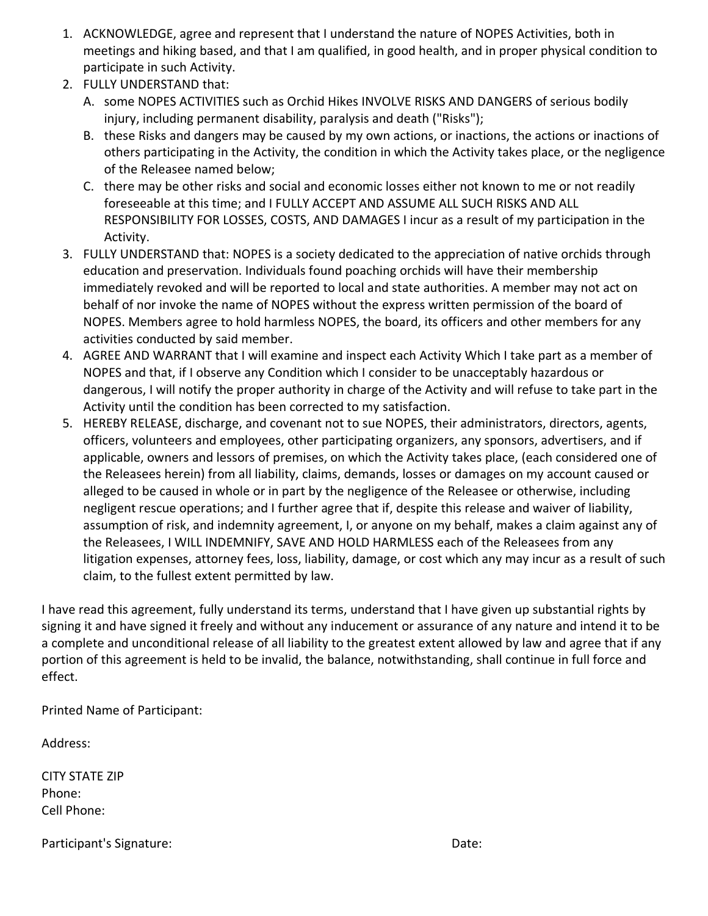1. ACKNOWLEDGE, agree and represent that I understand the nature of NOPES Activities, both in meetings and hiking based, and that I am qualified, in good health, and in proper physical condition to participate in such Activity.
2. FULLY UNDERSTAND that:
   A. some NOPES ACTIVITIES such as Orchid Hikes INVOLVE RISKS AND DANGERS of serious bodily injury, including permanent disability, paralysis and death ("Risks");
   B. these Risks and dangers may be caused by my own actions, or inactions, the actions or inactions of others participating in the Activity, the condition in which the Activity takes place, or the negligence of the Releasee named below;
   C. there may be other risks and social and economic losses either not known to me or not readily foreseeable at this time; and I FULLY ACCEPT AND ASSUME ALL SUCH RISKS AND ALL RESPONSIBILITY FOR LOSSES, COSTS, AND DAMAGES I incur as a result of my participation in the Activity.
3. FULLY UNDERSTAND that: NOPES is a society dedicated to the appreciation of native orchids through education and preservation. Individuals found poaching orchids will have their membership immediately revoked and will be reported to local and state authorities. A member may not act on behalf of nor invoke the name of NOPES without the express written permission of the board of NOPES. Members agree to hold harmless NOPES, the board, its officers and other members for any activities conducted by said member.
4. AGREE AND WARRANT that I will examine and inspect each Activity Which I take part as a member of NOPES and that, if I observe any Condition which I consider to be unacceptably hazardous or dangerous, I will notify the proper authority in charge of the Activity and will refuse to take part in the Activity until the condition has been corrected to my satisfaction.
5. HEREBY RELEASE, discharge, and covenant not to sue NOPES, their administrators, directors, agents, officers, volunteers and employees, other participating organizers, any sponsors, advertisers, and if applicable, owners and lessors of premises, on which the Activity takes place, (each considered one of the Releasees herein) from all liability, claims, demands, losses or damages on my account caused or alleged to be caused in whole or in part by the negligence of the Releasee or otherwise, including negligent rescue operations; and I further agree that if, despite this release and waiver of liability, assumption of risk, and indemnity agreement, I, or anyone on my behalf, makes a claim against any of the Releasees, I WILL INDEMNIFY, SAVE AND HOLD HARMLESS each of the Releasees from any litigation expenses, attorney fees, loss, liability, damage, or cost which any may incur as a result of such claim, to the fullest extent permitted by law.

I have read this agreement, fully understand its terms, understand that I have given up substantial rights by signing it and have signed it freely and without any inducement or assurance of any nature and intend it to be a complete and unconditional release of all liability to the greatest extent allowed by law and agree that if any portion of this agreement is held to be invalid, the balance, notwithstanding, shall continue in full force and effect.

Printed Name of Participant:

Address:

CITY STATE ZIP  
Phone:  
Cell Phone:

Participant's Signature: Date: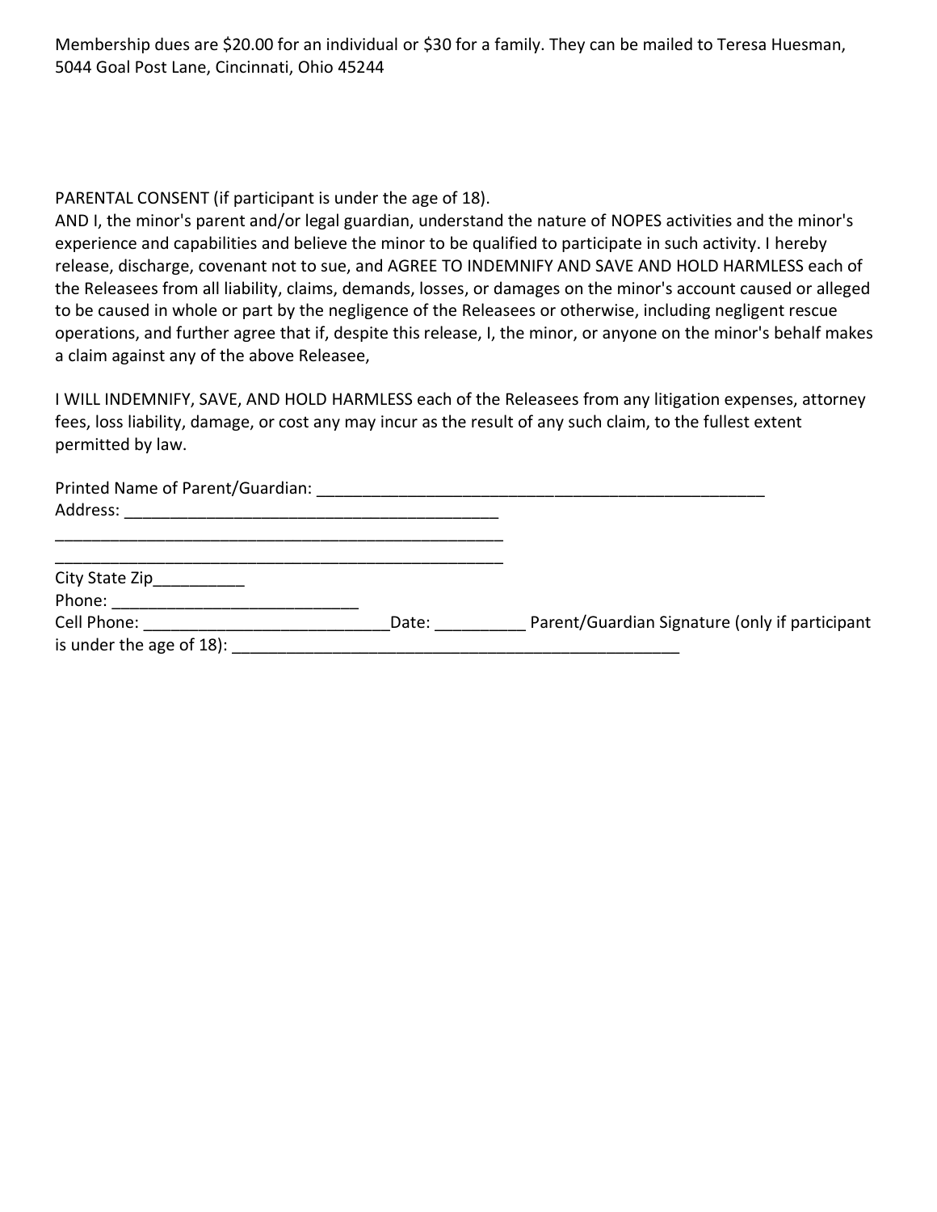Membership dues are $20.00 for an individual or $30 for a family. They can be mailed to Teresa Huesman, 5044 Goal Post Lane, Cincinnati, Ohio 45244

PARENTAL CONSENT (if participant is under the age of 18).
AND I, the minor's parent and/or legal guardian, understand the nature of NOPES activities and the minor's experience and capabilities and believe the minor to be qualified to participate in such activity. I hereby release, discharge, covenant not to sue, and AGREE TO INDEMNIFY AND SAVE AND HOLD HARMLESS each of the Releasees from all liability, claims, demands, losses, or damages on the minor's account caused or alleged to be caused in whole or part by the negligence of the Releasees or otherwise, including negligent rescue operations, and further agree that if, despite this release, I, the minor, or anyone on the minor's behalf makes a claim against any of the above Releasee,

I WILL INDEMNIFY, SAVE, AND HOLD HARMLESS each of the Releasees from any litigation expenses, attorney fees, loss liability, damage, or cost any may incur as the result of any such claim, to the fullest extent permitted by law.

Printed Name of Parent/Guardian: ___________________________________________________
Address: __________________________________________
___________________________________________________
___________________________________________________
City State Zip__________
Phone: ___________________________
Cell Phone: ___________________________Date: __________ Parent/Guardian Signature (only if participant is under the age of 18): ___________________________________________________